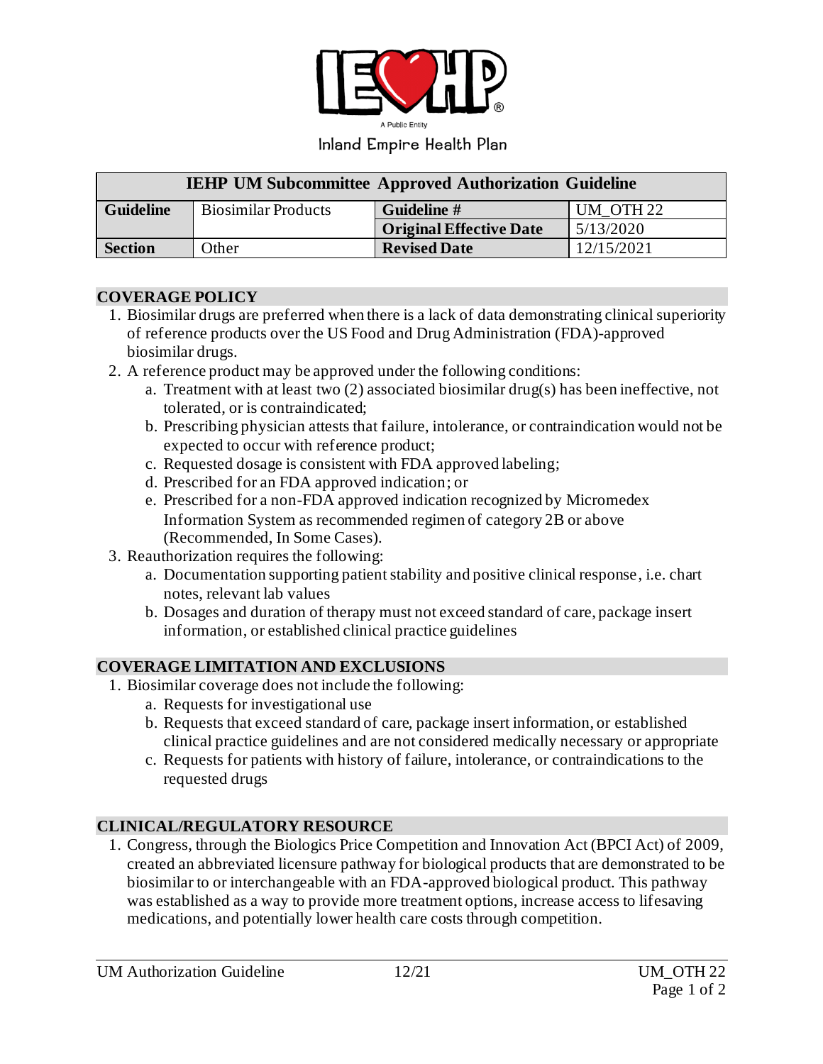Inland Empire Health Plan

| IEHP UM Subcommittee Approved Authorization Guideline | | | |
|---|---|---|---|
| **Guideline** | Biosimilar Products | **Guideline #** | UM_OTH 22 |
| | | **Original Effective Date** | 5/13/2020 |
| **Section** | Other | **Revised Date** | 12/15/2021 |

## COVERAGE POLICY

1. Biosimilar drugs are preferred when there is a lack of data demonstrating clinical superiority of reference products over the US Food and Drug Administration (FDA)-approved biosimilar drugs.
2. A reference product may be approved under the following conditions:
   a. Treatment with at least two (2) associated biosimilar drug(s) has been ineffective, not tolerated, or is contraindicated;
   b. Prescribing physician attests that failure, intolerance, or contraindication would not be expected to occur with reference product;
   c. Requested dosage is consistent with FDA approved labeling;
   d. Prescribed for an FDA approved indication; or
   e. Prescribed for a non-FDA approved indication recognized by Micromedex Information System as recommended regimen of category 2B or above (Recommended, In Some Cases).
3. Reauthorization requires the following:
   a. Documentation supporting patient stability and positive clinical response, i.e. chart notes, relevant lab values
   b. Dosages and duration of therapy must not exceed standard of care, package insert information, or established clinical practice guidelines

## COVERAGE LIMITATION AND EXCLUSIONS

1. Biosimilar coverage does not include the following:
   a. Requests for investigational use
   b. Requests that exceed standard of care, package insert information, or established clinical practice guidelines and are not considered medically necessary or appropriate
   c. Requests for patients with history of failure, intolerance, or contraindications to the requested drugs

## CLINICAL/REGULATORY RESOURCE

1. Congress, through the Biologics Price Competition and Innovation Act (BPCI Act) of 2009, created an abbreviated licensure pathway for biological products that are demonstrated to be biosimilar to or interchangeable with an FDA-approved biological product. This pathway was established as a way to provide more treatment options, increase access to lifesaving medications, and potentially lower health care costs through competition.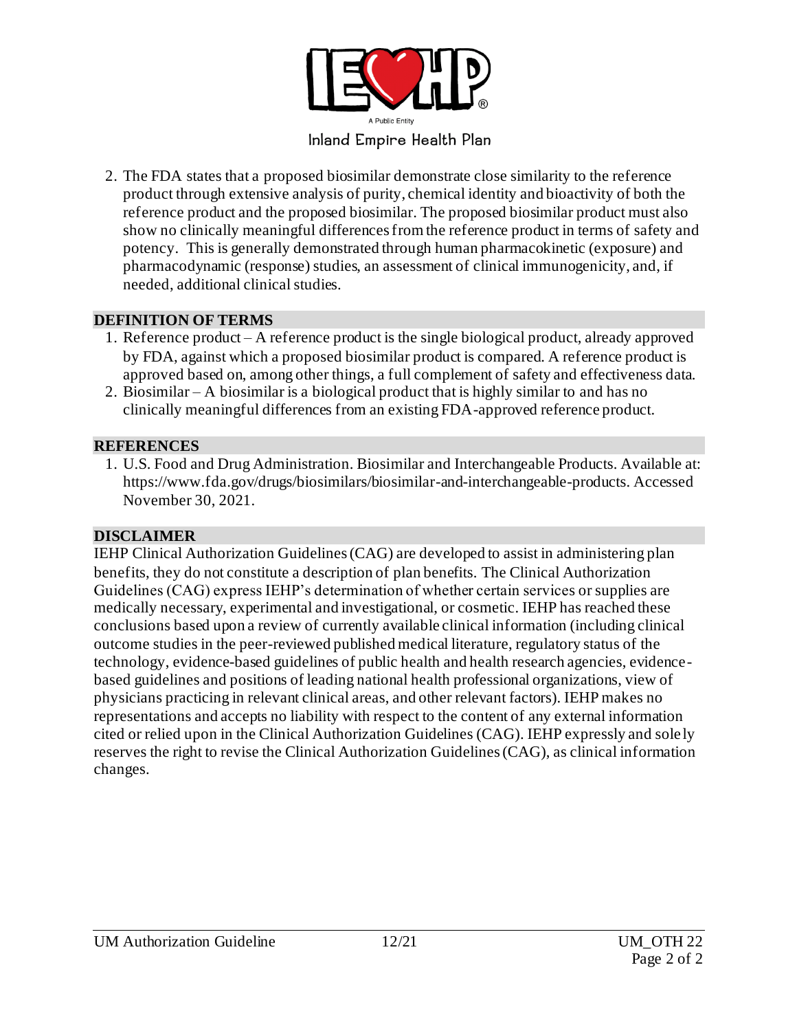2. The FDA states that a proposed biosimilar demonstrate close similarity to the reference product through extensive analysis of purity, chemical identity and bioactivity of both the reference product and the proposed biosimilar. The proposed biosimilar product must also show no clinically meaningful differences from the reference product in terms of safety and potency. This is generally demonstrated through human pharmacokinetic (exposure) and pharmacodynamic (response) studies, an assessment of clinical immunogenicity, and, if needed, additional clinical studies.

## DEFINITION OF TERMS

1. Reference product – A reference product is the single biological product, already approved by FDA, against which a proposed biosimilar product is compared. A reference product is approved based on, among other things, a full complement of safety and effectiveness data.
2. Biosimilar – A biosimilar is a biological product that is highly similar to and has no clinically meaningful differences from an existing FDA-approved reference product.

## REFERENCES

1. U.S. Food and Drug Administration. Biosimilar and Interchangeable Products. Available at: https://www.fda.gov/drugs/biosimilars/biosimilar-and-interchangeable-products. Accessed November 30, 2021.

## DISCLAIMER

IEHP Clinical Authorization Guidelines (CAG) are developed to assist in administering plan benefits, they do not constitute a description of plan benefits. The Clinical Authorization Guidelines (CAG) express IEHP's determination of whether certain services or supplies are medically necessary, experimental and investigational, or cosmetic. IEHP has reached these conclusions based upon a review of currently available clinical information (including clinical outcome studies in the peer-reviewed published medical literature, regulatory status of the technology, evidence-based guidelines of public health and health research agencies, evidence-based guidelines and positions of leading national health professional organizations, view of physicians practicing in relevant clinical areas, and other relevant factors). IEHP makes no representations and accepts no liability with respect to the content of any external information cited or relied upon in the Clinical Authorization Guidelines (CAG). IEHP expressly and solely reserves the right to revise the Clinical Authorization Guidelines (CAG), as clinical information changes.